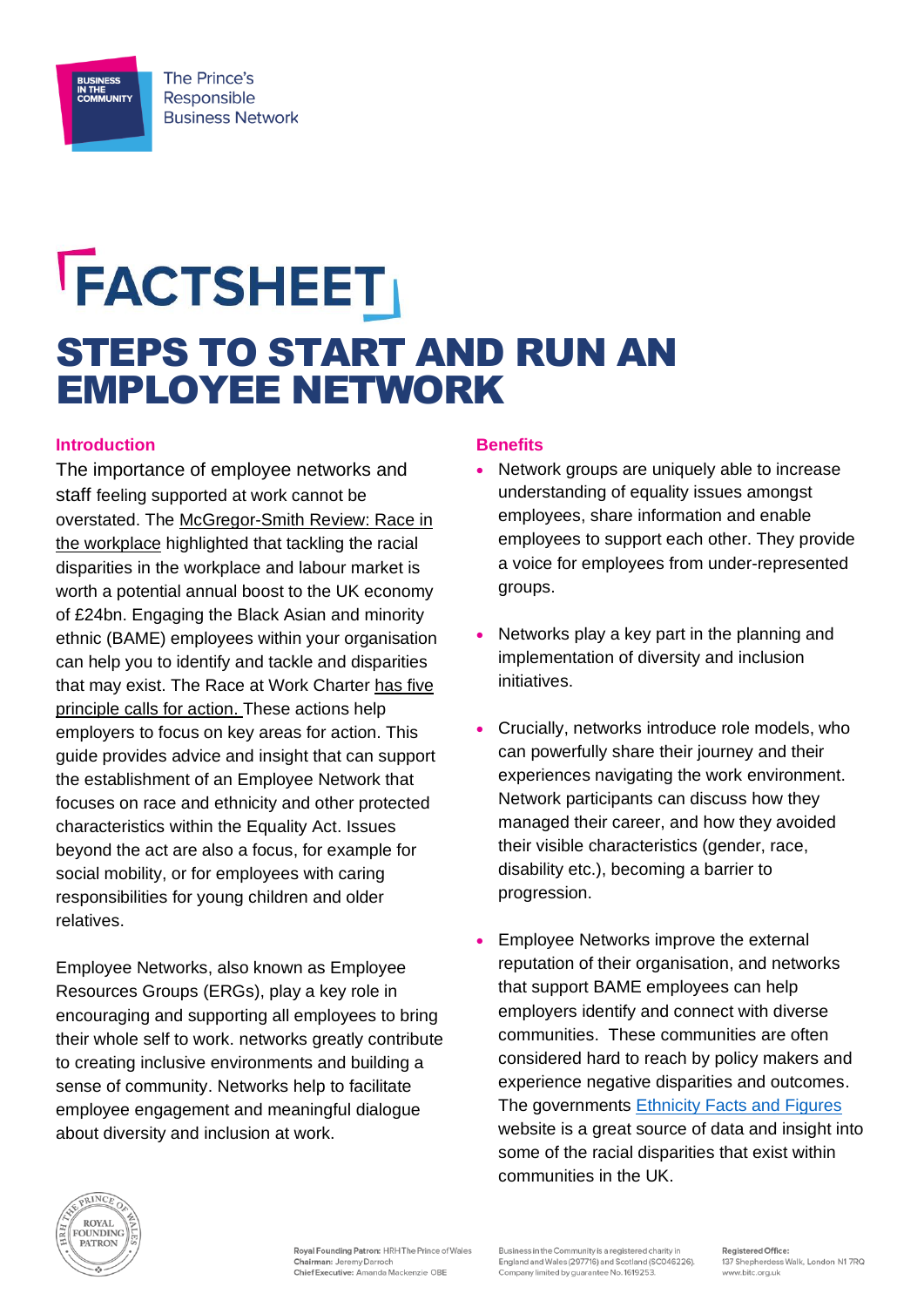# FACTSHEET

## STEPS TO START AND RUN AN EMPLOYEE NETWORK

### Introduction

The importance of employee networks and staff feeling supported at work cannot be overstated. The McGregor-Smith Review: Race in the workplace highlighted that tackling the racial disparities in the workplace and labour market is worth a potential annual boost to the UK economy of £24bn. Engaging the Black Asian and minority ethnic (BAME) employees within your organisation can help you to identify and tackle and disparities that may exist. The Race at Work Charter has five principle calls for action. These actions help employers to focus on key areas for action. This guide provides advice and insight that can support the establishment of an Employee Network that focuses on race and ethnicity and other protected characteristics within the Equality Act. Issues beyond the act are also a focus, for example for social mobility, or for employees with caring responsibilities for young children and older relatives.

Employee Networks, also known as Employee Resources Groups (ERGs), play a key role in encouraging and supporting all employees to bring their whole self to work. networks greatly contribute to creating inclusive environments and building a sense of community. Networks help to facilitate employee engagement and meaningful dialogue about diversity and inclusion at work.

### Benefits

- Network groups are uniquely able to increase understanding of equality issues amongst employees, share information and enable employees to support each other. They provide a voice for employees from under-represented groups.
- Networks play a key part in the planning and implementation of diversity and inclusion initiatives.
- Crucially, networks introduce role models, who can powerfully share their journey and their experiences navigating the work environment. Network participants can discuss how they managed their career, and how they avoided their visible characteristics (gender, race, disability etc.), becoming a barrier to progression.
- Employee Networks improve the external reputation of their organisation, and networks that support BAME employees can help employers identify and connect with diverse communities. These communities are often considered hard to reach by policy makers and experience negative disparities and outcomes. The governments Ethnicity Facts and Figures website is a great source of data and insight into some of the racial disparities that exist within communities in the UK.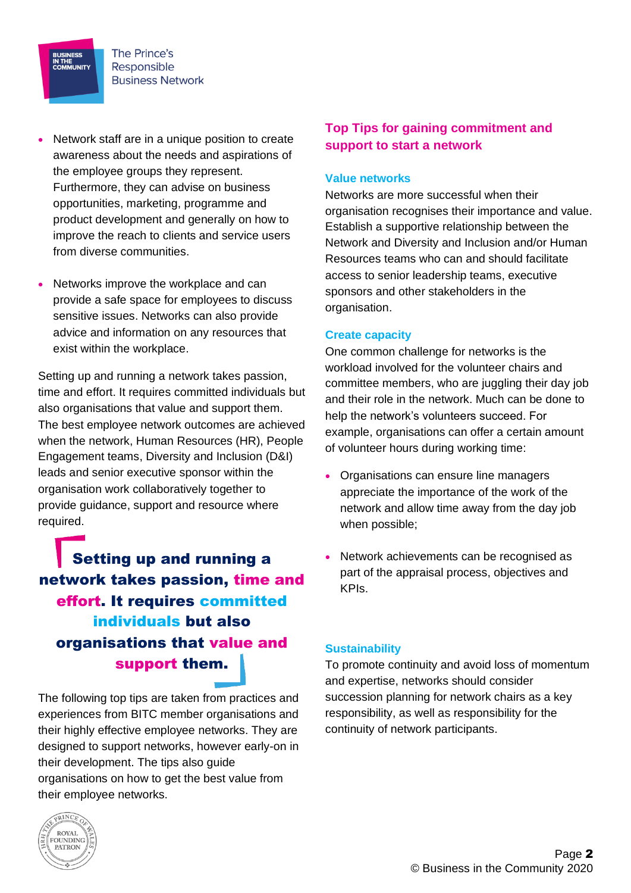- Network staff are in a unique position to create awareness about the needs and aspirations of the employee groups they represent. Furthermore, they can advise on business opportunities, marketing, programme and product development and generally on how to improve the reach to clients and service users from diverse communities.

- Networks improve the workplace and can provide a safe space for employees to discuss sensitive issues. Networks can also provide advice and information on any resources that exist within the workplace.

Setting up and running a network takes passion, time and effort. It requires committed individuals but also organisations that value and support them. The best employee network outcomes are achieved when the network, Human Resources (HR), People Engagement teams, Diversity and Inclusion (D&I) leads and senior executive sponsor within the organisation work collaboratively together to provide guidance, support and resource where required.

> **Setting up and running a network takes passion, time and effort. It requires committed individuals but also organisations that value and support them.**

The following top tips are taken from practices and experiences from BITC member organisations and their highly effective employee networks. They are designed to support networks, however early-on in their development. The tips also guide organisations on how to get the best value from their employee networks.

## Top Tips for gaining commitment and support to start a network

### Value networks

Networks are more successful when their organisation recognises their importance and value. Establish a supportive relationship between the Network and Diversity and Inclusion and/or Human Resources teams who can and should facilitate access to senior leadership teams, executive sponsors and other stakeholders in the organisation.

### Create capacity

One common challenge for networks is the workload involved for the volunteer chairs and committee members, who are juggling their day job and their role in the network. Much can be done to help the network's volunteers succeed. For example, organisations can offer a certain amount of volunteer hours during working time:

- Organisations can ensure line managers appreciate the importance of the work of the network and allow time away from the day job when possible;

- Network achievements can be recognised as part of the appraisal process, objectives and KPIs.

### Sustainability

To promote continuity and avoid loss of momentum and expertise, networks should consider succession planning for network chairs as a key responsibility, as well as responsibility for the continuity of network participants.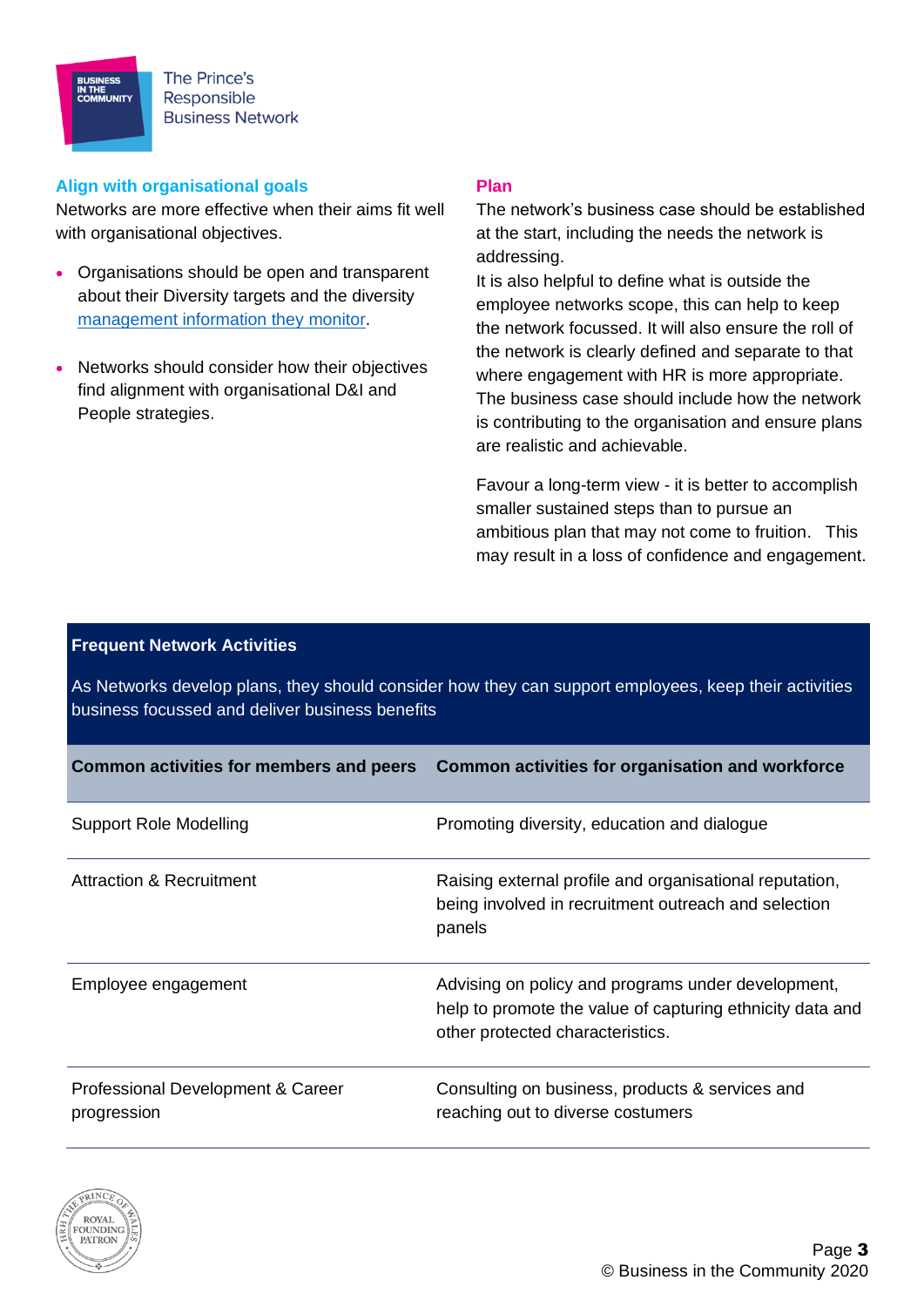## Align with organisational goals

Networks are more effective when their aims fit well with organisational objectives.

- Organisations should be open and transparent about their Diversity targets and the diversity management information they monitor.
- Networks should consider how their objectives find alignment with organisational D&I and People strategies.

## Plan

The network's business case should be established at the start, including the needs the network is addressing.

It is also helpful to define what is outside the employee networks scope, this can help to keep the network focussed. It will also ensure the roll of the network is clearly defined and separate to that where engagement with HR is more appropriate. The business case should include how the network is contributing to the organisation and ensure plans are realistic and achievable.

Favour a long-term view - it is better to accomplish smaller sustained steps than to pursue an ambitious plan that may not come to fruition. This may result in a loss of confidence and engagement.

## Frequent Network Activities

As Networks develop plans, they should consider how they can support employees, keep their activities business focussed and deliver business benefits

| Common activities for members and peers | Common activities for organisation and workforce |
|---|---|
| Support Role Modelling | Promoting diversity, education and dialogue |
| Attraction & Recruitment | Raising external profile and organisational reputation, being involved in recruitment outreach and selection panels |
| Employee engagement | Advising on policy and programs under development, help to promote the value of capturing ethnicity data and other protected characteristics. |
| Professional Development & Career progression | Consulting on business, products & services and reaching out to diverse costumers |

© Business in the Community 2020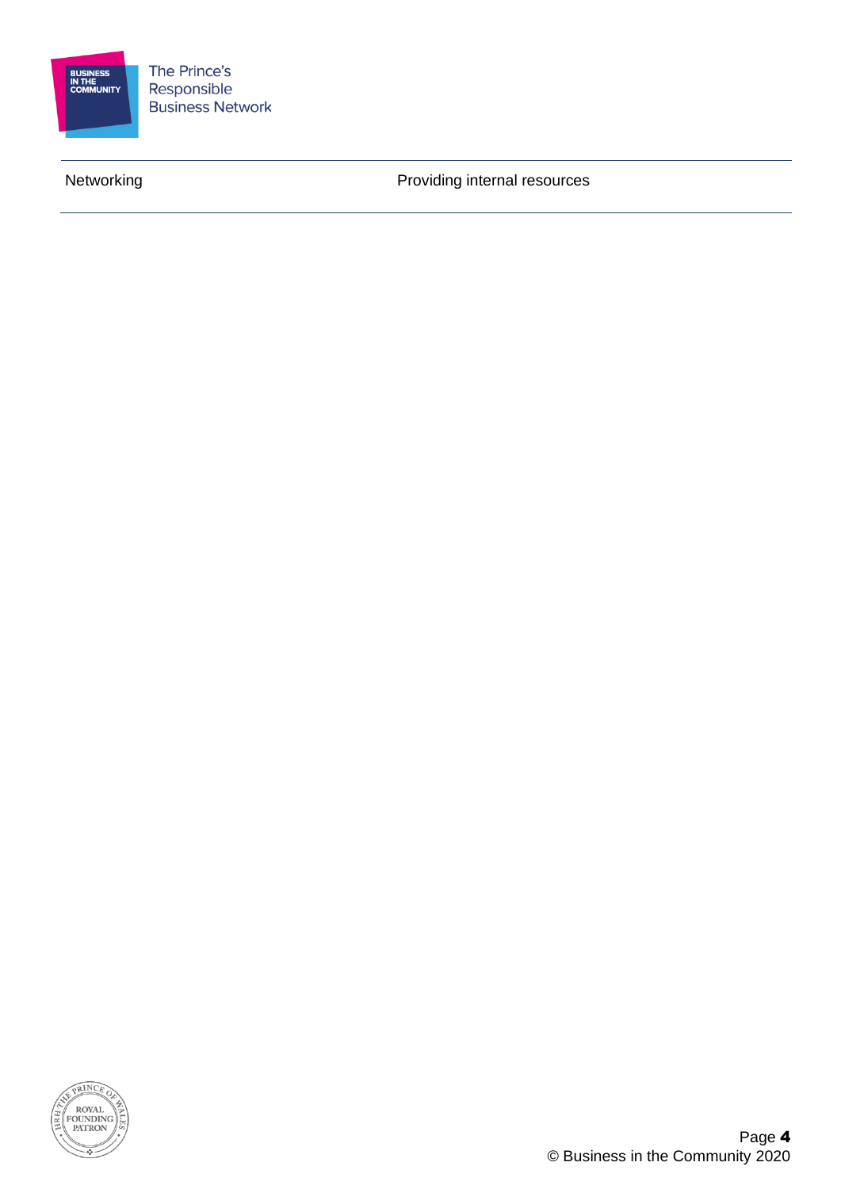| Networking | Providing internal resources |
|---|---|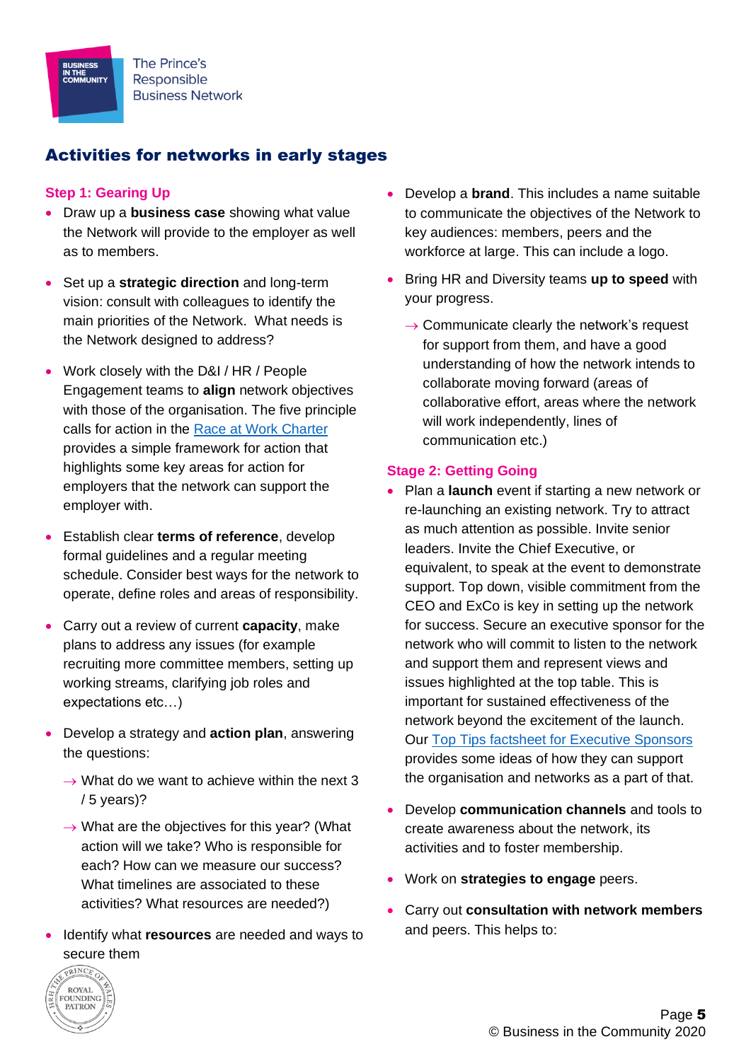## Activities for networks in early stages

### Step 1: Gearing Up

- Draw up a **business case** showing what value the Network will provide to the employer as well as to members.
- Set up a **strategic direction** and long-term vision: consult with colleagues to identify the main priorities of the Network. What needs is the Network designed to address?
- Work closely with the D&I / HR / People Engagement teams to **align** network objectives with those of the organisation. The five principle calls for action in the [Race at Work Charter](#) provides a simple framework for action that highlights some key areas for action for employers that the network can support the employer with.
- Establish clear **terms of reference**, develop formal guidelines and a regular meeting schedule. Consider best ways for the network to operate, define roles and areas of responsibility.
- Carry out a review of current **capacity**, make plans to address any issues (for example recruiting more committee members, setting up working streams, clarifying job roles and expectations etc…)
- Develop a strategy and **action plan**, answering the questions:
  - → What do we want to achieve within the next 3 / 5 years)?
  - → What are the objectives for this year? (What action will we take? Who is responsible for each? How can we measure our success? What timelines are associated to these activities? What resources are needed?)
- Identify what **resources** are needed and ways to secure them
- Develop a **brand**. This includes a name suitable to communicate the objectives of the Network to key audiences: members, peers and the workforce at large. This can include a logo.
- Bring HR and Diversity teams **up to speed** with your progress.
  - → Communicate clearly the network's request for support from them, and have a good understanding of how the network intends to collaborate moving forward (areas of collaborative effort, areas where the network will work independently, lines of communication etc.)

### Stage 2: Getting Going

- Plan a **launch** event if starting a new network or re-launching an existing network. Try to attract as much attention as possible. Invite senior leaders. Invite the Chief Executive, or equivalent, to speak at the event to demonstrate support. Top down, visible commitment from the CEO and ExCo is key in setting up the network for success. Secure an executive sponsor for the network who will commit to listen to the network and support them and represent views and issues highlighted at the top table. This is important for sustained effectiveness of the network beyond the excitement of the launch. Our [Top Tips factsheet for Executive Sponsors](#) provides some ideas of how they can support the organisation and networks as a part of that.
- Develop **communication channels** and tools to create awareness about the network, its activities and to foster membership.
- Work on **strategies to engage** peers.
- Carry out **consultation with network members** and peers. This helps to: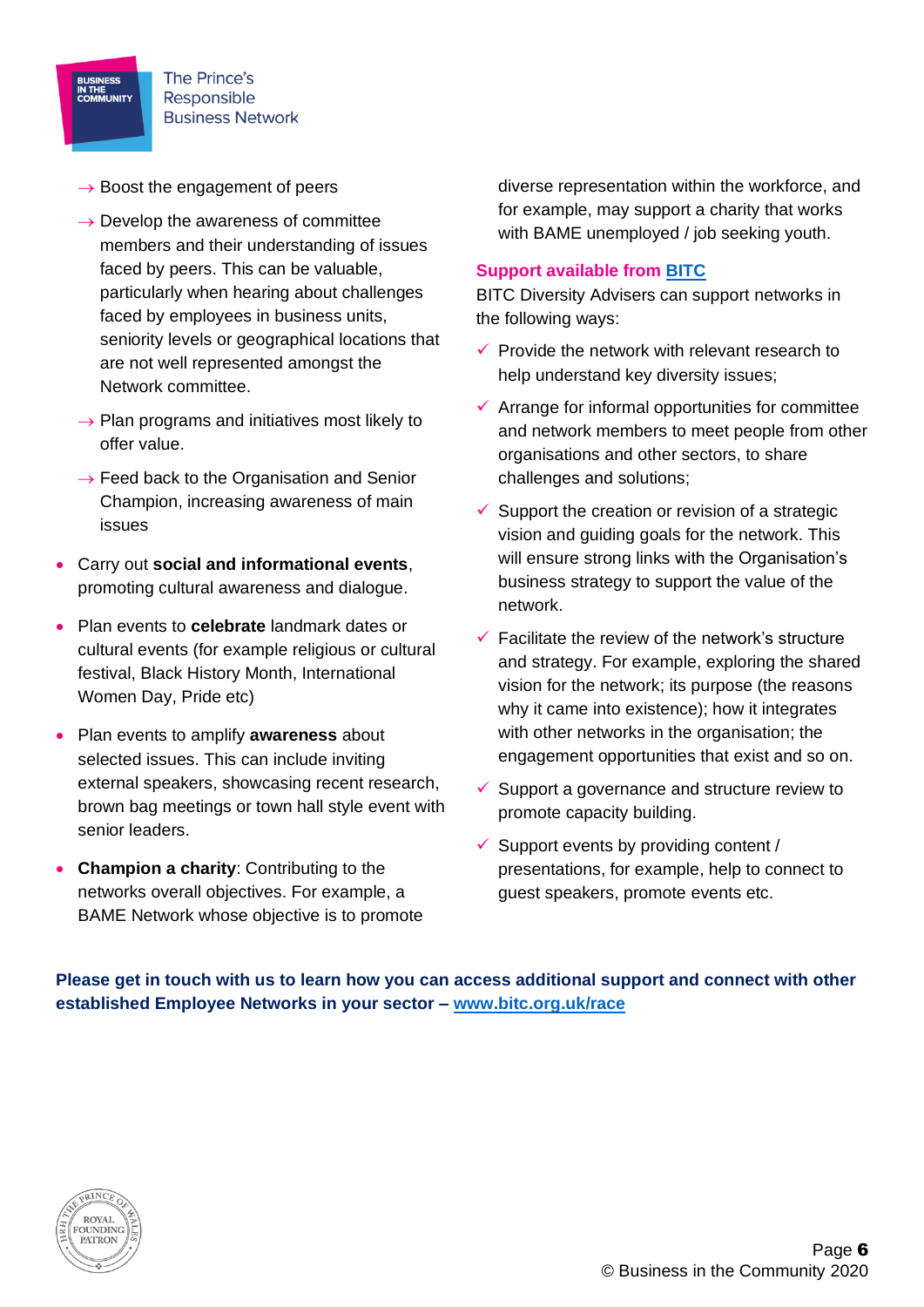- → Boost the engagement of peers
- → Develop the awareness of committee members and their understanding of issues faced by peers. This can be valuable, particularly when hearing about challenges faced by employees in business units, seniority levels or geographical locations that are not well represented amongst the Network committee.
- → Plan programs and initiatives most likely to offer value.
- → Feed back to the Organisation and Senior Champion, increasing awareness of main issues

- Carry out **social and informational events**, promoting cultural awareness and dialogue.
- Plan events to **celebrate** landmark dates or cultural events (for example religious or cultural festival, Black History Month, International Women Day, Pride etc)
- Plan events to amplify **awareness** about selected issues. This can include inviting external speakers, showcasing recent research, brown bag meetings or town hall style event with senior leaders.
- **Champion a charity**: Contributing to the networks overall objectives. For example, a BAME Network whose objective is to promote diverse representation within the workforce, and for example, may support a charity that works with BAME unemployed / job seeking youth.

**Support available from BITC**

BITC Diversity Advisers can support networks in the following ways:

- ✓ Provide the network with relevant research to help understand key diversity issues;
- ✓ Arrange for informal opportunities for committee and network members to meet people from other organisations and other sectors, to share challenges and solutions;
- ✓ Support the creation or revision of a strategic vision and guiding goals for the network. This will ensure strong links with the Organisation's business strategy to support the value of the network.
- ✓ Facilitate the review of the network's structure and strategy. For example, exploring the shared vision for the network; its purpose (the reasons why it came into existence); how it integrates with other networks in the organisation; the engagement opportunities that exist and so on.
- ✓ Support a governance and structure review to promote capacity building.
- ✓ Support events by providing content / presentations, for example, help to connect to guest speakers, promote events etc.

**Please get in touch with us to learn how you can access additional support and connect with other established Employee Networks in your sector – www.bitc.org.uk/race**

© Business in the Community 2020